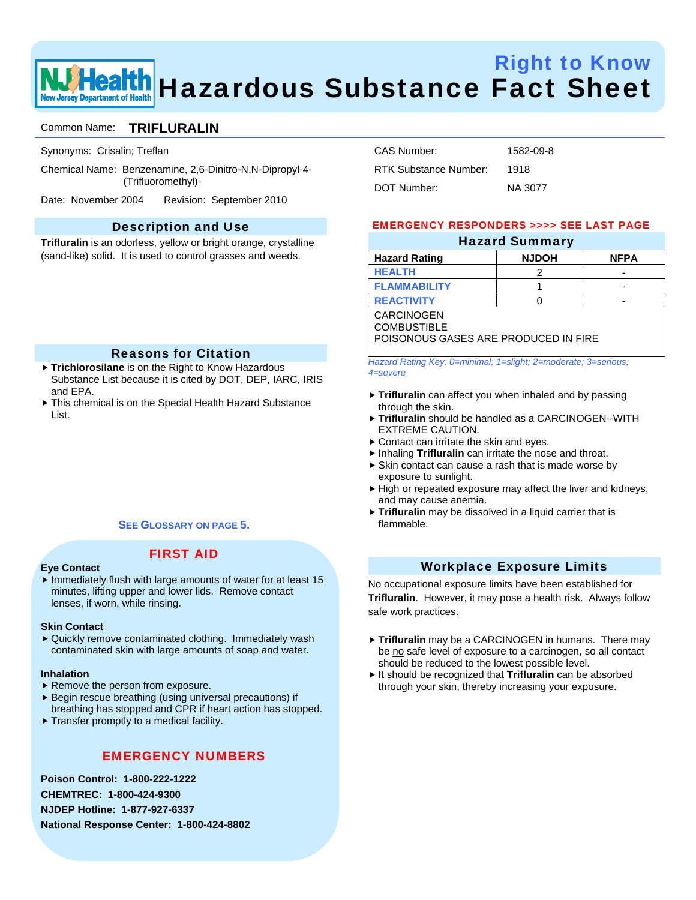# Right to Know Hazardous Substance Fact Sheet

Common Name: **TRIFLURALIN**

Synonyms: Crisalin; Treflan

Chemical Name: Benzenamine, 2,6-Dinitro-N,N-Dipropyl-4-(Trifluoromethyl)-

Date: November 2004 Revision: September 2010

CAS Number: 1582-09-8

RTK Substance Number: 1918

DOT Number: NA 3077

## Description and Use

**Trifluralin** is an odorless, yellow or bright orange, crystalline (sand-like) solid. It is used to control grasses and weeds.

## Reasons for Citation

- **Trichlorosilane** is on the Right to Know Hazardous Substance List because it is cited by DOT, DEP, IARC, IRIS and EPA.
- This chemical is on the Special Health Hazard Substance List.

**SEE GLOSSARY ON PAGE 5.**

## FIRST AID

**Eye Contact**

- Immediately flush with large amounts of water for at least 15 minutes, lifting upper and lower lids. Remove contact lenses, if worn, while rinsing.

**Skin Contact**

- Quickly remove contaminated clothing. Immediately wash contaminated skin with large amounts of soap and water.

**Inhalation**

- Remove the person from exposure.
- Begin rescue breathing (using universal precautions) if breathing has stopped and CPR if heart action has stopped.
- Transfer promptly to a medical facility.

## EMERGENCY NUMBERS

**Poison Control: 1-800-222-1222**

**CHEMTREC: 1-800-424-9300**

**NJDEP Hotline: 1-877-927-6337**

**National Response Center: 1-800-424-8802**

**EMERGENCY RESPONDERS >>>> SEE LAST PAGE**

## Hazard Summary

| Hazard Rating | NJDOH | NFPA |
|---|---|---|
| HEALTH | 2 | - |
| FLAMMABILITY | 1 | - |
| REACTIVITY | 0 | - |

CARCINOGEN
COMBUSTIBLE
POISONOUS GASES ARE PRODUCED IN FIRE

*Hazard Rating Key: 0=minimal; 1=slight; 2=moderate; 3=serious; 4=severe*

- **Trifluralin** can affect you when inhaled and by passing through the skin.
- **Trifluralin** should be handled as a CARCINOGEN--WITH EXTREME CAUTION.
- Contact can irritate the skin and eyes.
- Inhaling **Trifluralin** can irritate the nose and throat.
- Skin contact can cause a rash that is made worse by exposure to sunlight.
- High or repeated exposure may affect the liver and kidneys, and may cause anemia.
- **Trifluralin** may be dissolved in a liquid carrier that is flammable.

## Workplace Exposure Limits

No occupational exposure limits have been established for **Trifluralin**. However, it may pose a health risk. Always follow safe work practices.

- **Trifluralin** may be a CARCINOGEN in humans. There may be no safe level of exposure to a carcinogen, so all contact should be reduced to the lowest possible level.
- It should be recognized that **Trifluralin** can be absorbed through your skin, thereby increasing your exposure.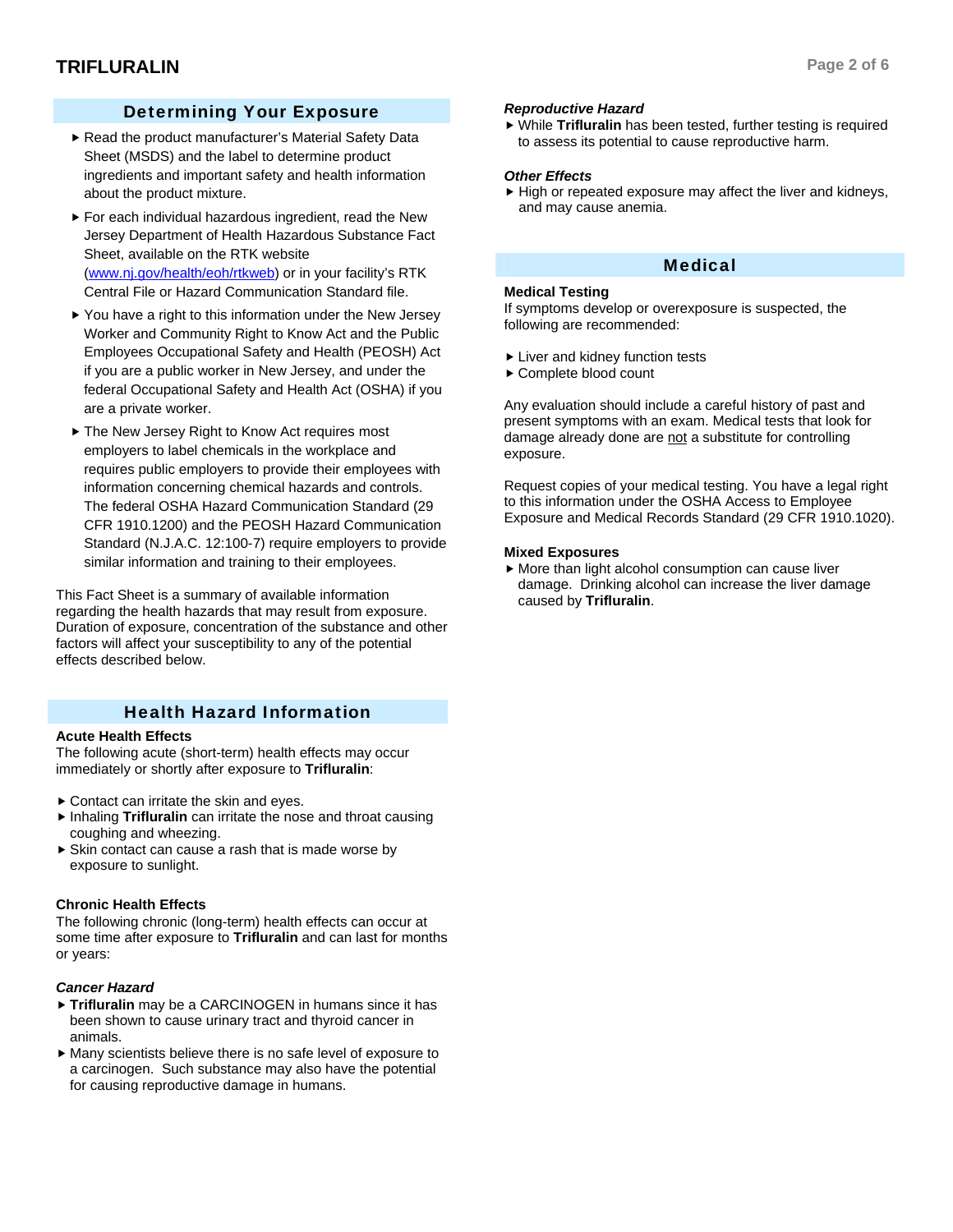## Determining Your Exposure

- Read the product manufacturer's Material Safety Data Sheet (MSDS) and the label to determine product ingredients and important safety and health information about the product mixture.
- For each individual hazardous ingredient, read the New Jersey Department of Health Hazardous Substance Fact Sheet, available on the RTK website ([www.nj.gov/health/eoh/rtkweb](http://www.nj.gov/health/eoh/rtkweb)) or in your facility's RTK Central File or Hazard Communication Standard file.
- You have a right to this information under the New Jersey Worker and Community Right to Know Act and the Public Employees Occupational Safety and Health (PEOSH) Act if you are a public worker in New Jersey, and under the federal Occupational Safety and Health Act (OSHA) if you are a private worker.
- The New Jersey Right to Know Act requires most employers to label chemicals in the workplace and requires public employers to provide their employees with information concerning chemical hazards and controls. The federal OSHA Hazard Communication Standard (29 CFR 1910.1200) and the PEOSH Hazard Communication Standard (N.J.A.C. 12:100-7) require employers to provide similar information and training to their employees.

This Fact Sheet is a summary of available information regarding the health hazards that may result from exposure. Duration of exposure, concentration of the substance and other factors will affect your susceptibility to any of the potential effects described below.

## Health Hazard Information

**Acute Health Effects**
The following acute (short-term) health effects may occur immediately or shortly after exposure to **Trifluralin**:

- Contact can irritate the skin and eyes.
- Inhaling **Trifluralin** can irritate the nose and throat causing coughing and wheezing.
- Skin contact can cause a rash that is made worse by exposure to sunlight.

**Chronic Health Effects**
The following chronic (long-term) health effects can occur at some time after exposure to **Trifluralin** and can last for months or years:

***Cancer Hazard***

- **Trifluralin** may be a CARCINOGEN in humans since it has been shown to cause urinary tract and thyroid cancer in animals.
- Many scientists believe there is no safe level of exposure to a carcinogen. Such substance may also have the potential for causing reproductive damage in humans.

***Reproductive Hazard***

- While **Trifluralin** has been tested, further testing is required to assess its potential to cause reproductive harm.

***Other Effects***

- High or repeated exposure may affect the liver and kidneys, and may cause anemia.

## Medical

**Medical Testing**
If symptoms develop or overexposure is suspected, the following are recommended:

- Liver and kidney function tests
- Complete blood count

Any evaluation should include a careful history of past and present symptoms with an exam. Medical tests that look for damage already done are not a substitute for controlling exposure.

Request copies of your medical testing. You have a legal right to this information under the OSHA Access to Employee Exposure and Medical Records Standard (29 CFR 1910.1020).

**Mixed Exposures**

- More than light alcohol consumption can cause liver damage. Drinking alcohol can increase the liver damage caused by **Trifluralin**.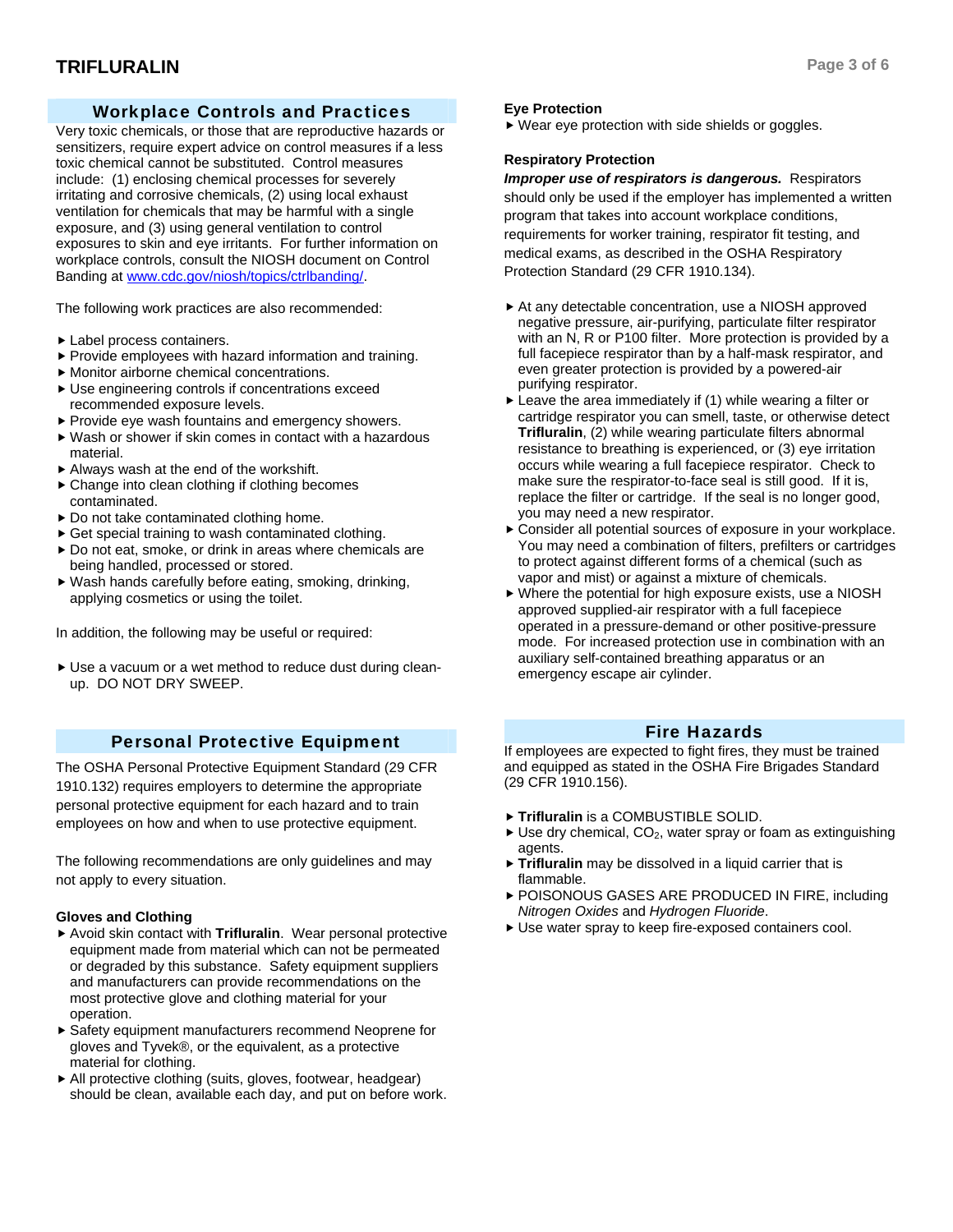## Workplace Controls and Practices

Very toxic chemicals, or those that are reproductive hazards or sensitizers, require expert advice on control measures if a less toxic chemical cannot be substituted. Control measures include: (1) enclosing chemical processes for severely irritating and corrosive chemicals, (2) using local exhaust ventilation for chemicals that may be harmful with a single exposure, and (3) using general ventilation to control exposures to skin and eye irritants. For further information on workplace controls, consult the NIOSH document on Control Banding at www.cdc.gov/niosh/topics/ctrlbanding/.

The following work practices are also recommended:

- Label process containers.
- Provide employees with hazard information and training.
- Monitor airborne chemical concentrations.
- Use engineering controls if concentrations exceed recommended exposure levels.
- Provide eye wash fountains and emergency showers.
- Wash or shower if skin comes in contact with a hazardous material.
- Always wash at the end of the workshift.
- Change into clean clothing if clothing becomes contaminated.
- Do not take contaminated clothing home.
- Get special training to wash contaminated clothing.
- Do not eat, smoke, or drink in areas where chemicals are being handled, processed or stored.
- Wash hands carefully before eating, smoking, drinking, applying cosmetics or using the toilet.

In addition, the following may be useful or required:

- Use a vacuum or a wet method to reduce dust during clean-up. DO NOT DRY SWEEP.

## Personal Protective Equipment

The OSHA Personal Protective Equipment Standard (29 CFR 1910.132) requires employers to determine the appropriate personal protective equipment for each hazard and to train employees on how and when to use protective equipment.

The following recommendations are only guidelines and may not apply to every situation.

### Gloves and Clothing

- Avoid skin contact with **Trifluralin**. Wear personal protective equipment made from material which can not be permeated or degraded by this substance. Safety equipment suppliers and manufacturers can provide recommendations on the most protective glove and clothing material for your operation.
- Safety equipment manufacturers recommend Neoprene for gloves and Tyvek®, or the equivalent, as a protective material for clothing.
- All protective clothing (suits, gloves, footwear, headgear) should be clean, available each day, and put on before work.

### Eye Protection

- Wear eye protection with side shields or goggles.

### Respiratory Protection

***Improper use of respirators is dangerous.*** Respirators should only be used if the employer has implemented a written program that takes into account workplace conditions, requirements for worker training, respirator fit testing, and medical exams, as described in the OSHA Respiratory Protection Standard (29 CFR 1910.134).

- At any detectable concentration, use a NIOSH approved negative pressure, air-purifying, particulate filter respirator with an N, R or P100 filter. More protection is provided by a full facepiece respirator than by a half-mask respirator, and even greater protection is provided by a powered-air purifying respirator.
- Leave the area immediately if (1) while wearing a filter or cartridge respirator you can smell, taste, or otherwise detect **Trifluralin**, (2) while wearing particulate filters abnormal resistance to breathing is experienced, or (3) eye irritation occurs while wearing a full facepiece respirator. Check to make sure the respirator-to-face seal is still good. If it is, replace the filter or cartridge. If the seal is no longer good, you may need a new respirator.
- Consider all potential sources of exposure in your workplace. You may need a combination of filters, prefilters or cartridges to protect against different forms of a chemical (such as vapor and mist) or against a mixture of chemicals.
- Where the potential for high exposure exists, use a NIOSH approved supplied-air respirator with a full facepiece operated in a pressure-demand or other positive-pressure mode. For increased protection use in combination with an auxiliary self-contained breathing apparatus or an emergency escape air cylinder.

## Fire Hazards

If employees are expected to fight fires, they must be trained and equipped as stated in the OSHA Fire Brigades Standard (29 CFR 1910.156).

- **Trifluralin** is a COMBUSTIBLE SOLID.
- Use dry chemical, $CO_2$, water spray or foam as extinguishing agents.
- **Trifluralin** may be dissolved in a liquid carrier that is flammable.
- POISONOUS GASES ARE PRODUCED IN FIRE, including *Nitrogen Oxides* and *Hydrogen Fluoride*.
- Use water spray to keep fire-exposed containers cool.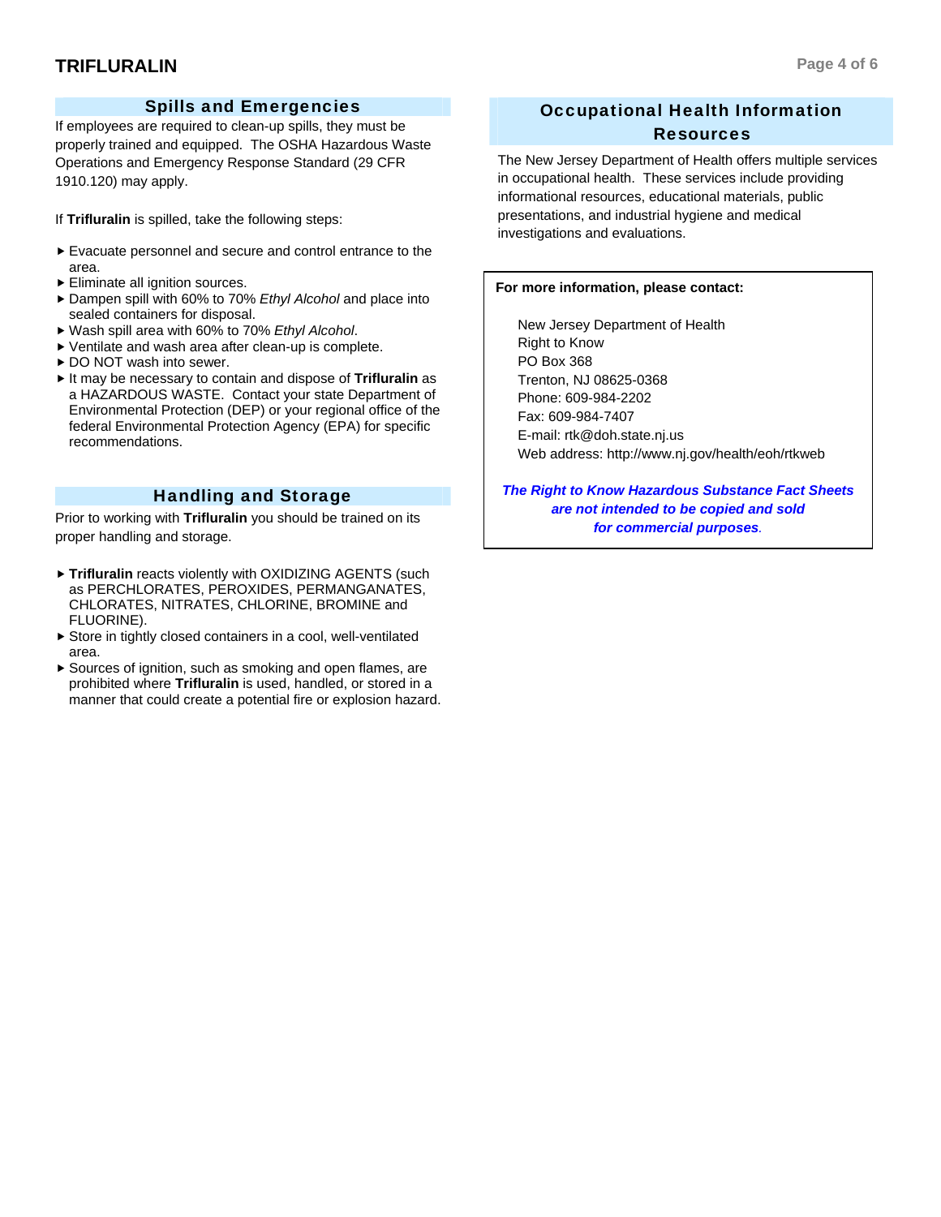## Spills and Emergencies

If employees are required to clean-up spills, they must be properly trained and equipped. The OSHA Hazardous Waste Operations and Emergency Response Standard (29 CFR 1910.120) may apply.

If **Trifluralin** is spilled, take the following steps:

- Evacuate personnel and secure and control entrance to the area.
- Eliminate all ignition sources.
- Dampen spill with 60% to 70% *Ethyl Alcohol* and place into sealed containers for disposal.
- Wash spill area with 60% to 70% *Ethyl Alcohol*.
- Ventilate and wash area after clean-up is complete.
- DO NOT wash into sewer.
- It may be necessary to contain and dispose of **Trifluralin** as a HAZARDOUS WASTE. Contact your state Department of Environmental Protection (DEP) or your regional office of the federal Environmental Protection Agency (EPA) for specific recommendations.

## Handling and Storage

Prior to working with **Trifluralin** you should be trained on its proper handling and storage.

- **Trifluralin** reacts violently with OXIDIZING AGENTS (such as PERCHLORATES, PEROXIDES, PERMANGANATES, CHLORATES, NITRATES, CHLORINE, BROMINE and FLUORINE).
- Store in tightly closed containers in a cool, well-ventilated area.
- Sources of ignition, such as smoking and open flames, are prohibited where **Trifluralin** is used, handled, or stored in a manner that could create a potential fire or explosion hazard.

## Occupational Health Information Resources

The New Jersey Department of Health offers multiple services in occupational health. These services include providing informational resources, educational materials, public presentations, and industrial hygiene and medical investigations and evaluations.

**For more information, please contact:**

New Jersey Department of Health
Right to Know
PO Box 368
Trenton, NJ 08625-0368
Phone: 609-984-2202
Fax: 609-984-7407
E-mail: rtk@doh.state.nj.us
Web address: http://www.nj.gov/health/eoh/rtkweb

***The Right to Know Hazardous Substance Fact Sheets are not intended to be copied and sold for commercial purposes.***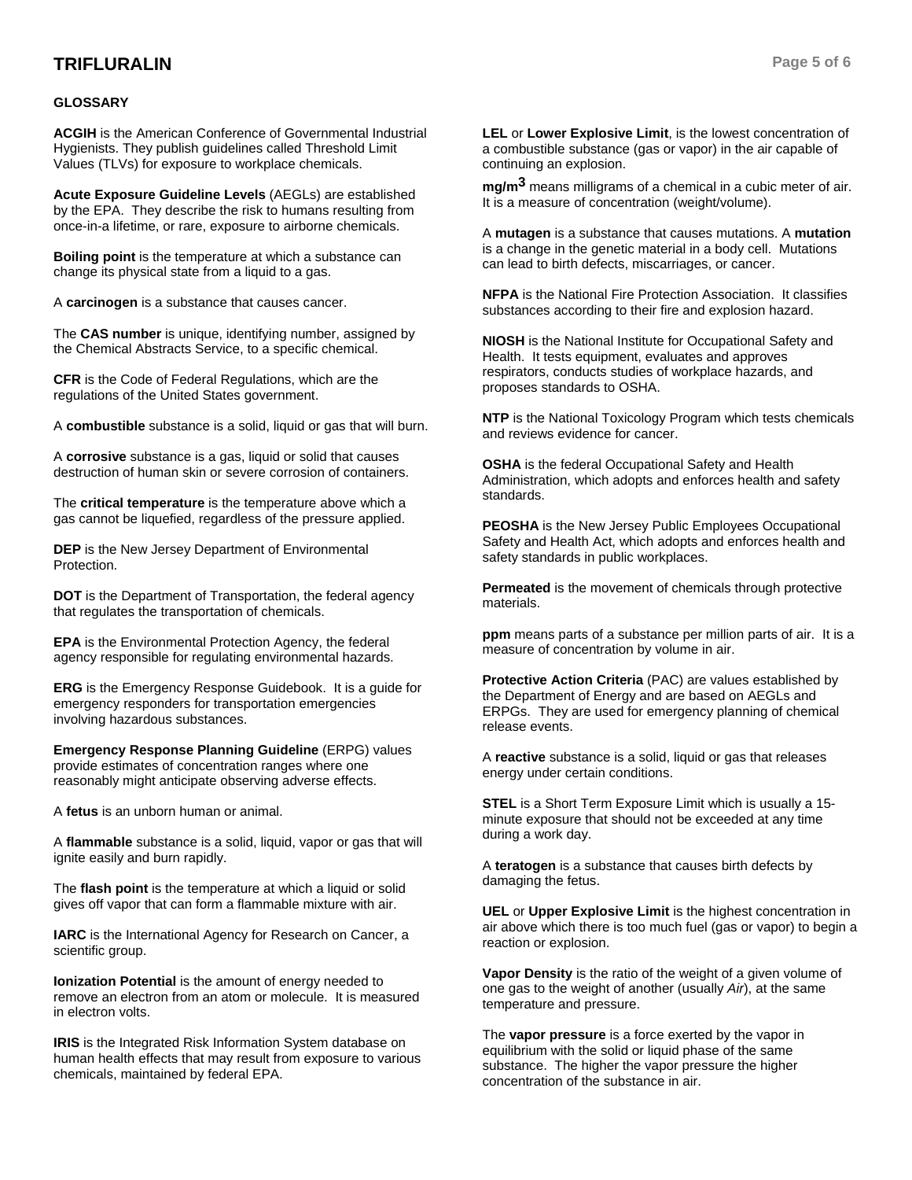## GLOSSARY

**ACGIH** is the American Conference of Governmental Industrial Hygienists. They publish guidelines called Threshold Limit Values (TLVs) for exposure to workplace chemicals.

**Acute Exposure Guideline Levels** (AEGLs) are established by the EPA. They describe the risk to humans resulting from once-in-a lifetime, or rare, exposure to airborne chemicals.

**Boiling point** is the temperature at which a substance can change its physical state from a liquid to a gas.

A **carcinogen** is a substance that causes cancer.

The **CAS number** is unique, identifying number, assigned by the Chemical Abstracts Service, to a specific chemical.

**CFR** is the Code of Federal Regulations, which are the regulations of the United States government.

A **combustible** substance is a solid, liquid or gas that will burn.

A **corrosive** substance is a gas, liquid or solid that causes destruction of human skin or severe corrosion of containers.

The **critical temperature** is the temperature above which a gas cannot be liquefied, regardless of the pressure applied.

**DEP** is the New Jersey Department of Environmental Protection.

**DOT** is the Department of Transportation, the federal agency that regulates the transportation of chemicals.

**EPA** is the Environmental Protection Agency, the federal agency responsible for regulating environmental hazards.

**ERG** is the Emergency Response Guidebook. It is a guide for emergency responders for transportation emergencies involving hazardous substances.

**Emergency Response Planning Guideline** (ERPG) values provide estimates of concentration ranges where one reasonably might anticipate observing adverse effects.

A **fetus** is an unborn human or animal.

A **flammable** substance is a solid, liquid, vapor or gas that will ignite easily and burn rapidly.

The **flash point** is the temperature at which a liquid or solid gives off vapor that can form a flammable mixture with air.

**IARC** is the International Agency for Research on Cancer, a scientific group.

**Ionization Potential** is the amount of energy needed to remove an electron from an atom or molecule. It is measured in electron volts.

**IRIS** is the Integrated Risk Information System database on human health effects that may result from exposure to various chemicals, maintained by federal EPA.

**LEL** or **Lower Explosive Limit**, is the lowest concentration of a combustible substance (gas or vapor) in the air capable of continuing an explosion.

**mg/m$^3$** means milligrams of a chemical in a cubic meter of air. It is a measure of concentration (weight/volume).

A **mutagen** is a substance that causes mutations. A **mutation** is a change in the genetic material in a body cell. Mutations can lead to birth defects, miscarriages, or cancer.

**NFPA** is the National Fire Protection Association. It classifies substances according to their fire and explosion hazard.

**NIOSH** is the National Institute for Occupational Safety and Health. It tests equipment, evaluates and approves respirators, conducts studies of workplace hazards, and proposes standards to OSHA.

**NTP** is the National Toxicology Program which tests chemicals and reviews evidence for cancer.

**OSHA** is the federal Occupational Safety and Health Administration, which adopts and enforces health and safety standards.

**PEOSHA** is the New Jersey Public Employees Occupational Safety and Health Act, which adopts and enforces health and safety standards in public workplaces.

**Permeated** is the movement of chemicals through protective materials.

**ppm** means parts of a substance per million parts of air. It is a measure of concentration by volume in air.

**Protective Action Criteria** (PAC) are values established by the Department of Energy and are based on AEGLs and ERPGs. They are used for emergency planning of chemical release events.

A **reactive** substance is a solid, liquid or gas that releases energy under certain conditions.

**STEL** is a Short Term Exposure Limit which is usually a 15-minute exposure that should not be exceeded at any time during a work day.

A **teratogen** is a substance that causes birth defects by damaging the fetus.

**UEL** or **Upper Explosive Limit** is the highest concentration in air above which there is too much fuel (gas or vapor) to begin a reaction or explosion.

**Vapor Density** is the ratio of the weight of a given volume of one gas to the weight of another (usually *Air*), at the same temperature and pressure.

The **vapor pressure** is a force exerted by the vapor in equilibrium with the solid or liquid phase of the same substance. The higher the vapor pressure the higher concentration of the substance in air.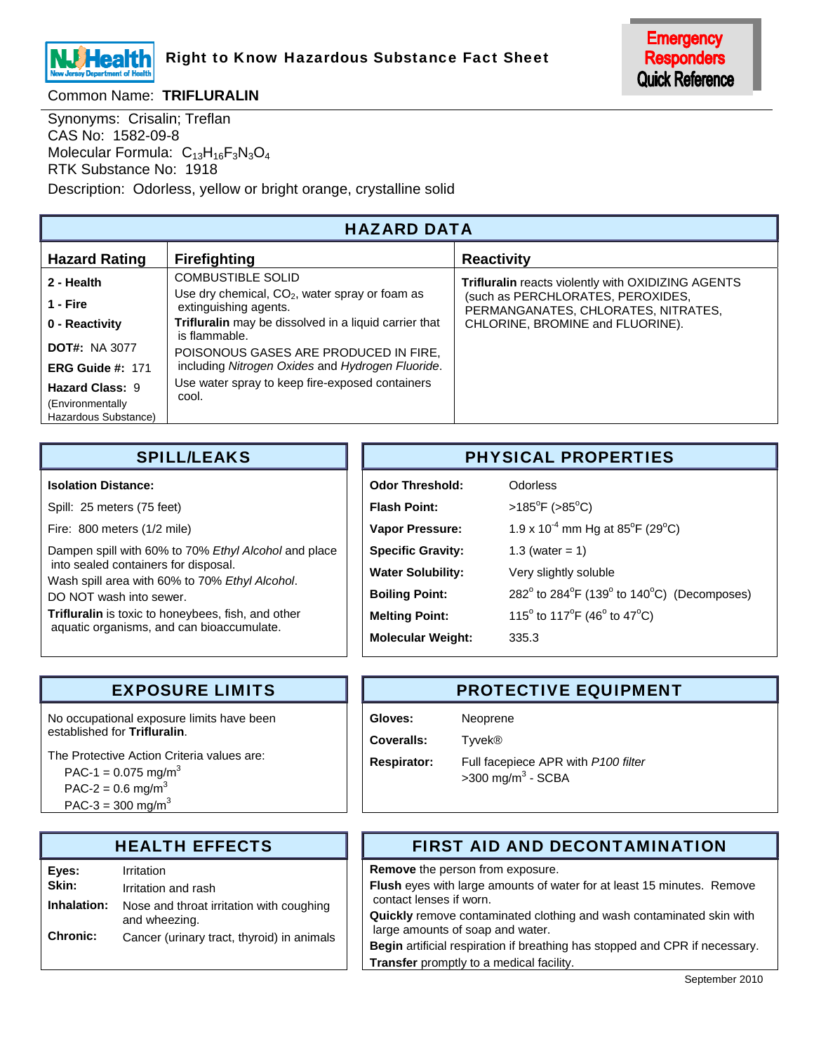**Right to Know Hazardous Substance Fact Sheet**

**Emergency Responders Quick Reference**

Common Name: **TRIFLURALIN**

Synonyms: Crisalin; Treflan
CAS No: 1582-09-8
Molecular Formula: $C_{13}H_{16}F_3N_3O_4$
RTK Substance No: 1918
Description: Odorless, yellow or bright orange, crystalline solid

## HAZARD DATA

| Hazard Rating | Firefighting | Reactivity |
|---|---|---|
| **2 - Health**<br>**1 - Fire**<br>**0 - Reactivity**<br>**DOT#:** NA 3077<br>**ERG Guide #:** 171<br>**Hazard Class:** 9 (Environmentally Hazardous Substance) | COMBUSTIBLE SOLID<br>Use dry chemical, $CO_2$, water spray or foam as extinguishing agents.<br>**Trifluralin** may be dissolved in a liquid carrier that is flammable.<br>POISONOUS GASES ARE PRODUCED IN FIRE, including *Nitrogen Oxides* and *Hydrogen Fluoride*.<br>Use water spray to keep fire-exposed containers cool. | **Trifluralin** reacts violently with OXIDIZING AGENTS (such as PERCHLORATES, PEROXIDES, PERMANGANATES, CHLORATES, NITRATES, CHLORINE, BROMINE and FLUORINE). |

## SPILL/LEAKS

**Isolation Distance:**

Spill: 25 meters (75 feet)

Fire: 800 meters (1/2 mile)

Dampen spill with 60% to 70% *Ethyl Alcohol* and place into sealed containers for disposal.
Wash spill area with 60% to 70% *Ethyl Alcohol*.
DO NOT wash into sewer.
**Trifluralin** is toxic to honeybees, fish, and other aquatic organisms, and can bioaccumulate.

## PHYSICAL PROPERTIES

| | |
|---|---|
| **Odor Threshold:** | Odorless |
| **Flash Point:** | >185°F (>85°C) |
| **Vapor Pressure:** | $1.9 \times 10^{-4}$ mm Hg at 85°F (29°C) |
| **Specific Gravity:** | 1.3 (water = 1) |
| **Water Solubility:** | Very slightly soluble |
| **Boiling Point:** | 282° to 284°F (139° to 140°C) (Decomposes) |
| **Melting Point:** | 115° to 117°F (46° to 47°C) |
| **Molecular Weight:** | 335.3 |

## EXPOSURE LIMITS

No occupational exposure limits have been established for **Trifluralin**.

The Protective Action Criteria values are:

PAC-1 = 0.075 $mg/m^3$
PAC-2 = 0.6 $mg/m^3$
PAC-3 = 300 $mg/m^3$

## PROTECTIVE EQUIPMENT

| | |
|---|---|
| **Gloves:** | Neoprene |
| **Coveralls:** | Tyvek® |
| **Respirator:** | Full facepiece APR with *P100 filter*<br>>300 $mg/m^3$ - SCBA |

## HEALTH EFFECTS

| | |
|---|---|
| **Eyes:** | Irritation |
| **Skin:** | Irritation and rash |
| **Inhalation:** | Nose and throat irritation with coughing and wheezing. |
| **Chronic:** | Cancer (urinary tract, thyroid) in animals |

## FIRST AID AND DECONTAMINATION

**Remove** the person from exposure.
**Flush** eyes with large amounts of water for at least 15 minutes. Remove contact lenses if worn.
**Quickly** remove contaminated clothing and wash contaminated skin with large amounts of soap and water.
**Begin** artificial respiration if breathing has stopped and CPR if necessary.
**Transfer** promptly to a medical facility.

September 2010